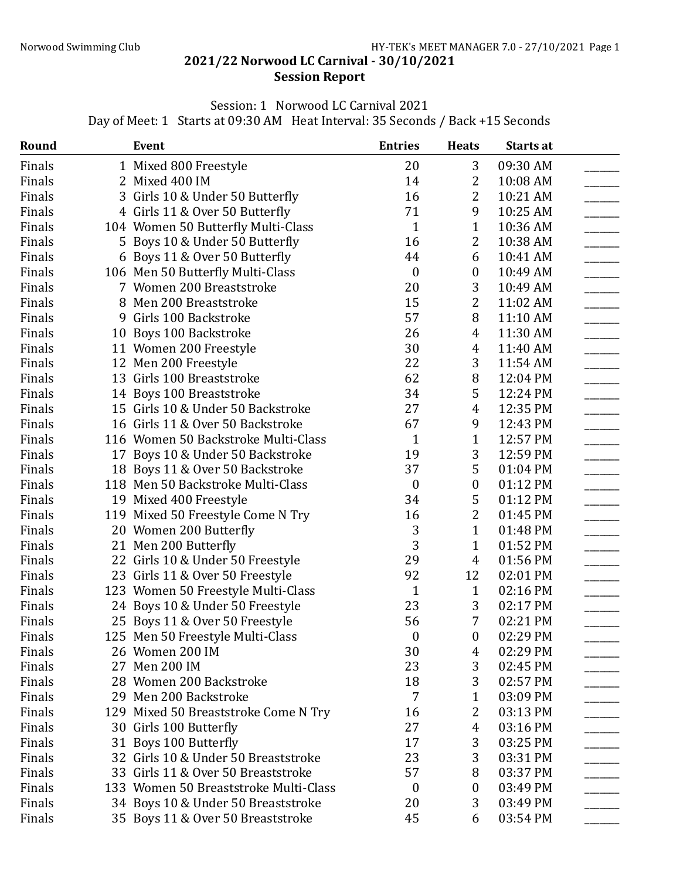# 2021/22 Norwood LC Carnival - 30/10/2021
## Session Report

Session: 1 Norwood LC Carnival 2021
Day of Meet: 1 Starts at 09:30 AM Heat Interval: 35 Seconds / Back +15 Seconds

| Round | | Event | Entries | Heats | Starts at | |
|---|---|---|---|---|---|---|
| Finals | 1 | Mixed 800 Freestyle | 20 | 3 | 09:30 AM | ______ |
| Finals | 2 | Mixed 400 IM | 14 | 2 | 10:08 AM | ______ |
| Finals | 3 | Girls 10 & Under 50 Butterfly | 16 | 2 | 10:21 AM | ______ |
| Finals | 4 | Girls 11 & Over 50 Butterfly | 71 | 9 | 10:25 AM | ______ |
| Finals | 104 | Women 50 Butterfly Multi-Class | 1 | 1 | 10:36 AM | ______ |
| Finals | 5 | Boys 10 & Under 50 Butterfly | 16 | 2 | 10:38 AM | ______ |
| Finals | 6 | Boys 11 & Over 50 Butterfly | 44 | 6 | 10:41 AM | ______ |
| Finals | 106 | Men 50 Butterfly Multi-Class | 0 | 0 | 10:49 AM | ______ |
| Finals | 7 | Women 200 Breaststroke | 20 | 3 | 10:49 AM | ______ |
| Finals | 8 | Men 200 Breaststroke | 15 | 2 | 11:02 AM | ______ |
| Finals | 9 | Girls 100 Backstroke | 57 | 8 | 11:10 AM | ______ |
| Finals | 10 | Boys 100 Backstroke | 26 | 4 | 11:30 AM | ______ |
| Finals | 11 | Women 200 Freestyle | 30 | 4 | 11:40 AM | ______ |
| Finals | 12 | Men 200 Freestyle | 22 | 3 | 11:54 AM | ______ |
| Finals | 13 | Girls 100 Breaststroke | 62 | 8 | 12:04 PM | ______ |
| Finals | 14 | Boys 100 Breaststroke | 34 | 5 | 12:24 PM | ______ |
| Finals | 15 | Girls 10 & Under 50 Backstroke | 27 | 4 | 12:35 PM | ______ |
| Finals | 16 | Girls 11 & Over 50 Backstroke | 67 | 9 | 12:43 PM | ______ |
| Finals | 116 | Women 50 Backstroke Multi-Class | 1 | 1 | 12:57 PM | ______ |
| Finals | 17 | Boys 10 & Under 50 Backstroke | 19 | 3 | 12:59 PM | ______ |
| Finals | 18 | Boys 11 & Over 50 Backstroke | 37 | 5 | 01:04 PM | ______ |
| Finals | 118 | Men 50 Backstroke Multi-Class | 0 | 0 | 01:12 PM | ______ |
| Finals | 19 | Mixed 400 Freestyle | 34 | 5 | 01:12 PM | ______ |
| Finals | 119 | Mixed 50 Freestyle Come N Try | 16 | 2 | 01:45 PM | ______ |
| Finals | 20 | Women 200 Butterfly | 3 | 1 | 01:48 PM | ______ |
| Finals | 21 | Men 200 Butterfly | 3 | 1 | 01:52 PM | ______ |
| Finals | 22 | Girls 10 & Under 50 Freestyle | 29 | 4 | 01:56 PM | ______ |
| Finals | 23 | Girls 11 & Over 50 Freestyle | 92 | 12 | 02:01 PM | ______ |
| Finals | 123 | Women 50 Freestyle Multi-Class | 1 | 1 | 02:16 PM | ______ |
| Finals | 24 | Boys 10 & Under 50 Freestyle | 23 | 3 | 02:17 PM | ______ |
| Finals | 25 | Boys 11 & Over 50 Freestyle | 56 | 7 | 02:21 PM | ______ |
| Finals | 125 | Men 50 Freestyle Multi-Class | 0 | 0 | 02:29 PM | ______ |
| Finals | 26 | Women 200 IM | 30 | 4 | 02:29 PM | ______ |
| Finals | 27 | Men 200 IM | 23 | 3 | 02:45 PM | ______ |
| Finals | 28 | Women 200 Backstroke | 18 | 3 | 02:57 PM | ______ |
| Finals | 29 | Men 200 Backstroke | 7 | 1 | 03:09 PM | ______ |
| Finals | 129 | Mixed 50 Breaststroke Come N Try | 16 | 2 | 03:13 PM | ______ |
| Finals | 30 | Girls 100 Butterfly | 27 | 4 | 03:16 PM | ______ |
| Finals | 31 | Boys 100 Butterfly | 17 | 3 | 03:25 PM | ______ |
| Finals | 32 | Girls 10 & Under 50 Breaststroke | 23 | 3 | 03:31 PM | ______ |
| Finals | 33 | Girls 11 & Over 50 Breaststroke | 57 | 8 | 03:37 PM | ______ |
| Finals | 133 | Women 50 Breaststroke Multi-Class | 0 | 0 | 03:49 PM | ______ |
| Finals | 34 | Boys 10 & Under 50 Breaststroke | 20 | 3 | 03:49 PM | ______ |
| Finals | 35 | Boys 11 & Over 50 Breaststroke | 45 | 6 | 03:54 PM | ______ |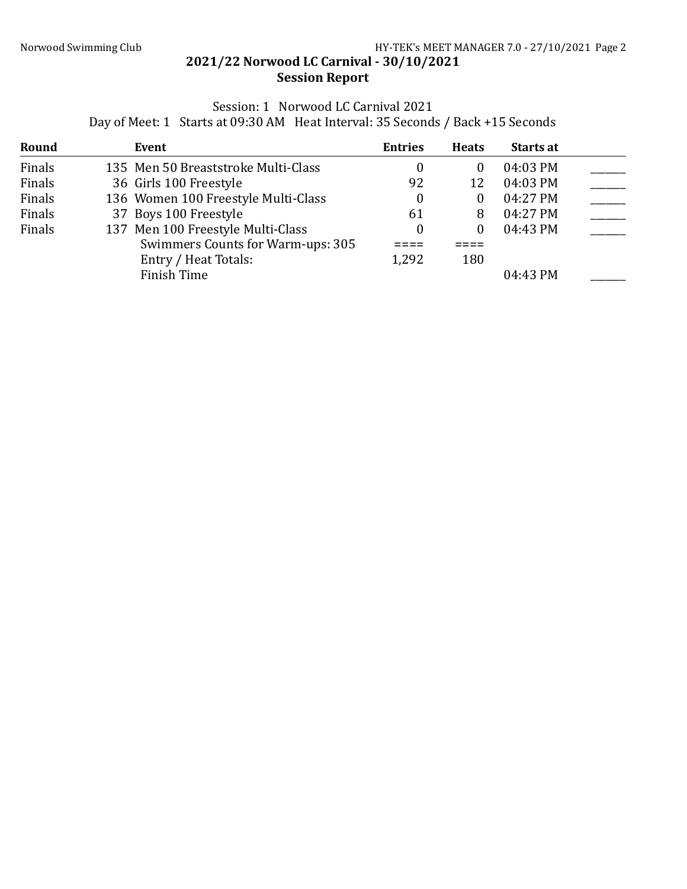## 2021/22 Norwood LC Carnival - 30/10/2021
## Session Report

Session: 1 Norwood LC Carnival 2021

Day of Meet: 1 Starts at 09:30 AM Heat Interval: 35 Seconds / Back +15 Seconds

| Round | Event | Entries | Heats | Starts at | |
|---|---|---|---|---|---|
| Finals | 135 Men 50 Breaststroke Multi-Class | 0 | 0 | 04:03 PM | ______ |
| Finals | 36 Girls 100 Freestyle | 92 | 12 | 04:03 PM | ______ |
| Finals | 136 Women 100 Freestyle Multi-Class | 0 | 0 | 04:27 PM | ______ |
| Finals | 37 Boys 100 Freestyle | 61 | 8 | 04:27 PM | ______ |
| Finals | 137 Men 100 Freestyle Multi-Class | 0 | 0 | 04:43 PM | ______ |
| | Swimmers Counts for Warm-ups: 305 | ==== | ==== | | |
| | Entry / Heat Totals: | 1,292 | 180 | | |
| | Finish Time | | | 04:43 PM | ______ |